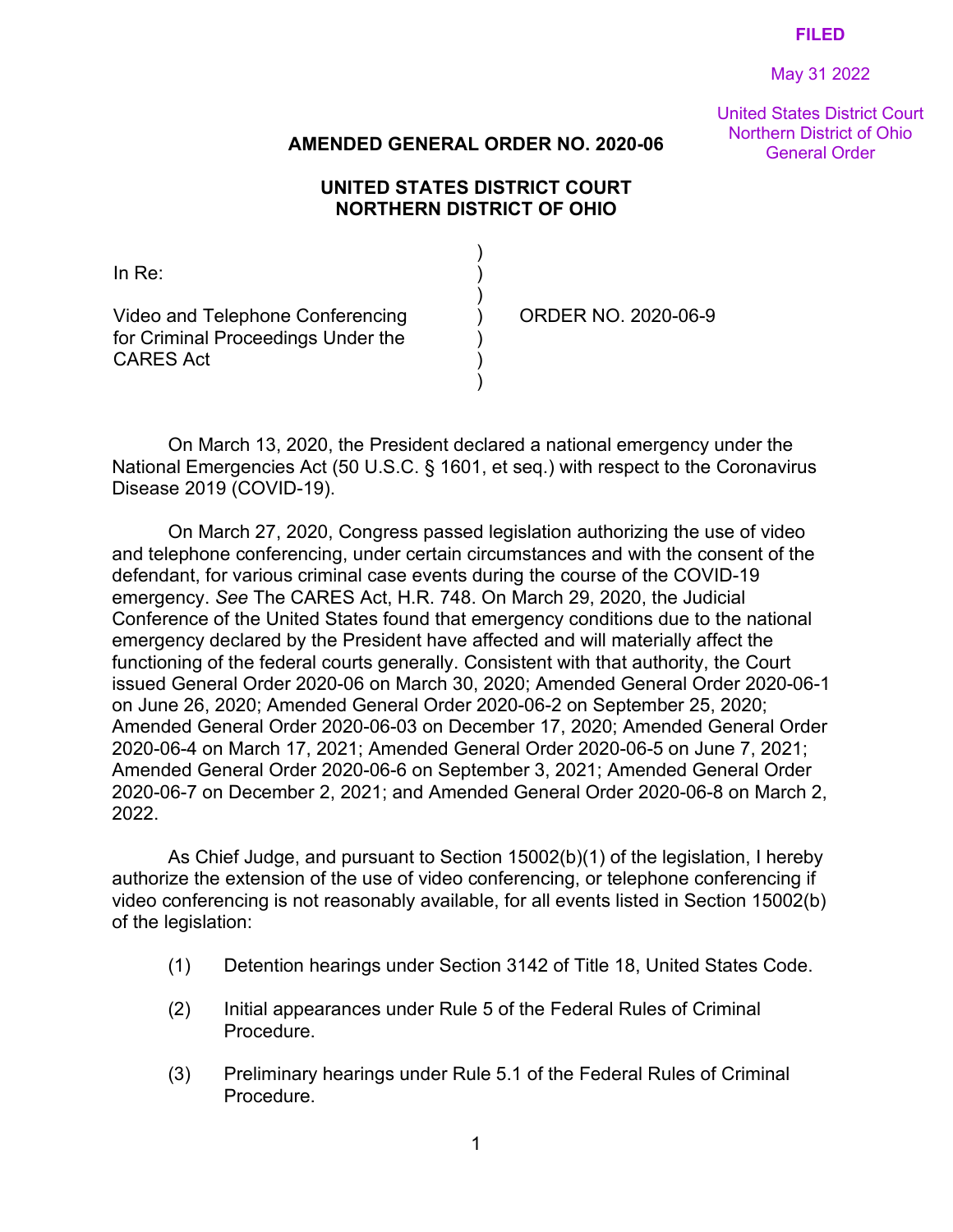FILED

May 31 2022

United States District Court
Northern District of Ohio
General Order

**AMENDED GENERAL ORDER NO. 2020-06**

**UNITED STATES DISTRICT COURT**
**NORTHERN DISTRICT OF OHIO**

In Re:

Video and Telephone Conferencing for Criminal Proceedings Under the CARES Act

ORDER NO. 2020-06-9

On March 13, 2020, the President declared a national emergency under the National Emergencies Act (50 U.S.C. § 1601, et seq.) with respect to the Coronavirus Disease 2019 (COVID-19).

On March 27, 2020, Congress passed legislation authorizing the use of video and telephone conferencing, under certain circumstances and with the consent of the defendant, for various criminal case events during the course of the COVID-19 emergency. *See* The CARES Act, H.R. 748. On March 29, 2020, the Judicial Conference of the United States found that emergency conditions due to the national emergency declared by the President have affected and will materially affect the functioning of the federal courts generally. Consistent with that authority, the Court issued General Order 2020-06 on March 30, 2020; Amended General Order 2020-06-1 on June 26, 2020; Amended General Order 2020-06-2 on September 25, 2020; Amended General Order 2020-06-03 on December 17, 2020; Amended General Order 2020-06-4 on March 17, 2021; Amended General Order 2020-06-5 on June 7, 2021; Amended General Order 2020-06-6 on September 3, 2021; Amended General Order 2020-06-7 on December 2, 2021; and Amended General Order 2020-06-8 on March 2, 2022.

As Chief Judge, and pursuant to Section 15002(b)(1) of the legislation, I hereby authorize the extension of the use of video conferencing, or telephone conferencing if video conferencing is not reasonably available, for all events listed in Section 15002(b) of the legislation:

(1) Detention hearings under Section 3142 of Title 18, United States Code.

(2) Initial appearances under Rule 5 of the Federal Rules of Criminal Procedure.

(3) Preliminary hearings under Rule 5.1 of the Federal Rules of Criminal Procedure.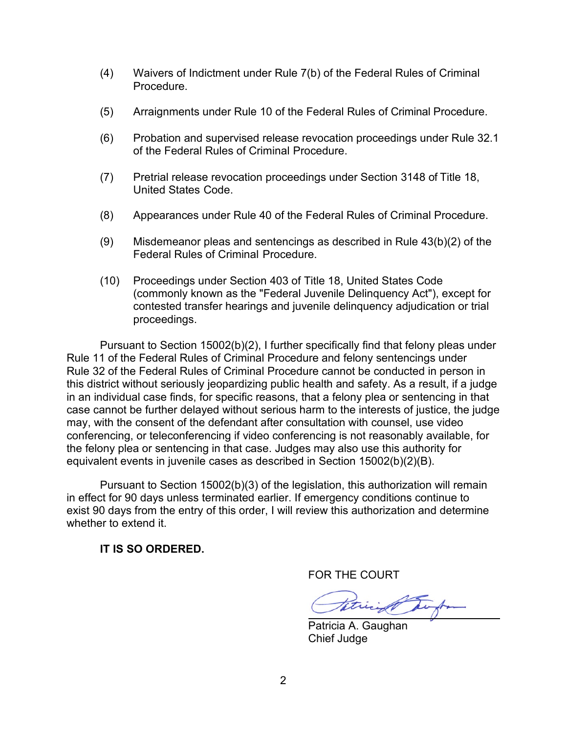(4) Waivers of Indictment under Rule 7(b) of the Federal Rules of Criminal Procedure.

(5) Arraignments under Rule 10 of the Federal Rules of Criminal Procedure.

(6) Probation and supervised release revocation proceedings under Rule 32.1 of the Federal Rules of Criminal Procedure.

(7) Pretrial release revocation proceedings under Section 3148 of Title 18, United States Code.

(8) Appearances under Rule 40 of the Federal Rules of Criminal Procedure.

(9) Misdemeanor pleas and sentencings as described in Rule 43(b)(2) of the Federal Rules of Criminal Procedure.

(10) Proceedings under Section 403 of Title 18, United States Code (commonly known as the "Federal Juvenile Delinquency Act"), except for contested transfer hearings and juvenile delinquency adjudication or trial proceedings.

Pursuant to Section 15002(b)(2), I further specifically find that felony pleas under Rule 11 of the Federal Rules of Criminal Procedure and felony sentencings under Rule 32 of the Federal Rules of Criminal Procedure cannot be conducted in person in this district without seriously jeopardizing public health and safety. As a result, if a judge in an individual case finds, for specific reasons, that a felony plea or sentencing in that case cannot be further delayed without serious harm to the interests of justice, the judge may, with the consent of the defendant after consultation with counsel, use video conferencing, or teleconferencing if video conferencing is not reasonably available, for the felony plea or sentencing in that case. Judges may also use this authority for equivalent events in juvenile cases as described in Section 15002(b)(2)(B).

Pursuant to Section 15002(b)(3) of the legislation, this authorization will remain in effect for 90 days unless terminated earlier. If emergency conditions continue to exist 90 days from the entry of this order, I will review this authorization and determine whether to extend it.

**IT IS SO ORDERED.**

FOR THE COURT

Patricia A. Gaughan
Chief Judge